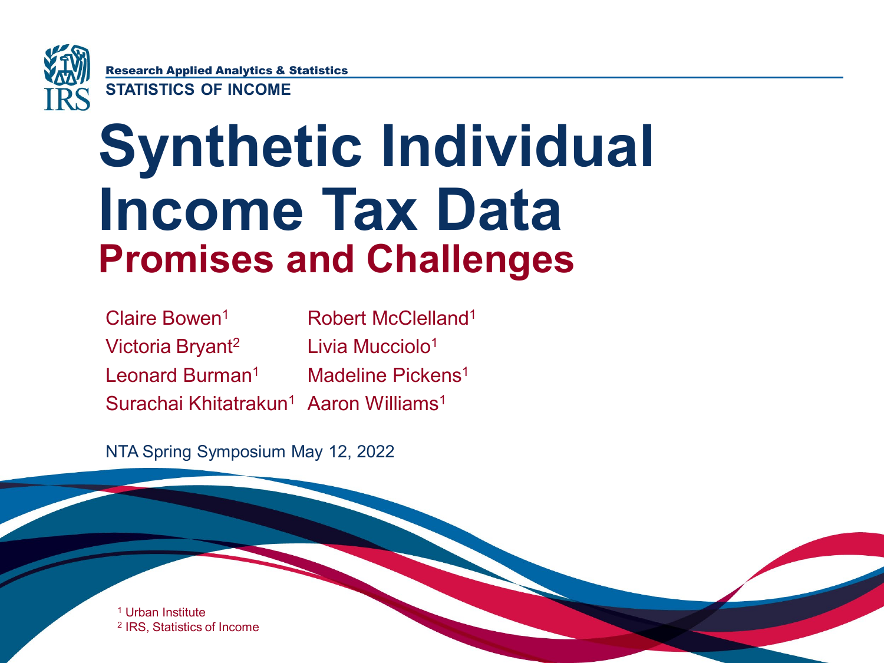Research Applied Analytics & Statistics

STATISTICS OF INCOME

# Synthetic Individual Income Tax Data

## Promises and Challenges

Claire Bowen[1]
Victoria Bryant[2]
Leonard Burman[1]
Surachai Khitatrakun[1]
Robert McClelland[1]
Livia Mucciolo[1]
Madeline Pickens[1]
Aaron Williams[1]

NTA Spring Symposium May 12, 2022

[1] Urban Institute
[2] IRS, Statistics of Income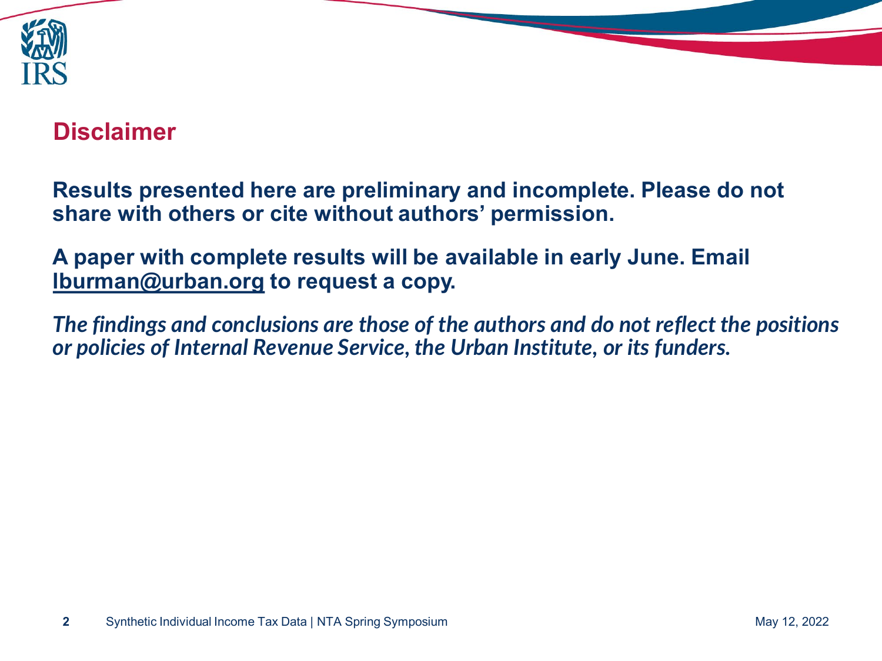## Disclaimer

**Results presented here are preliminary and incomplete. Please do not share with others or cite without authors' permission.**

**A paper with complete results will be available in early June. Email lburman@urban.org to request a copy.**

***The findings and conclusions are those of the authors and do not reflect the positions or policies of Internal Revenue Service, the Urban Institute, or its funders.***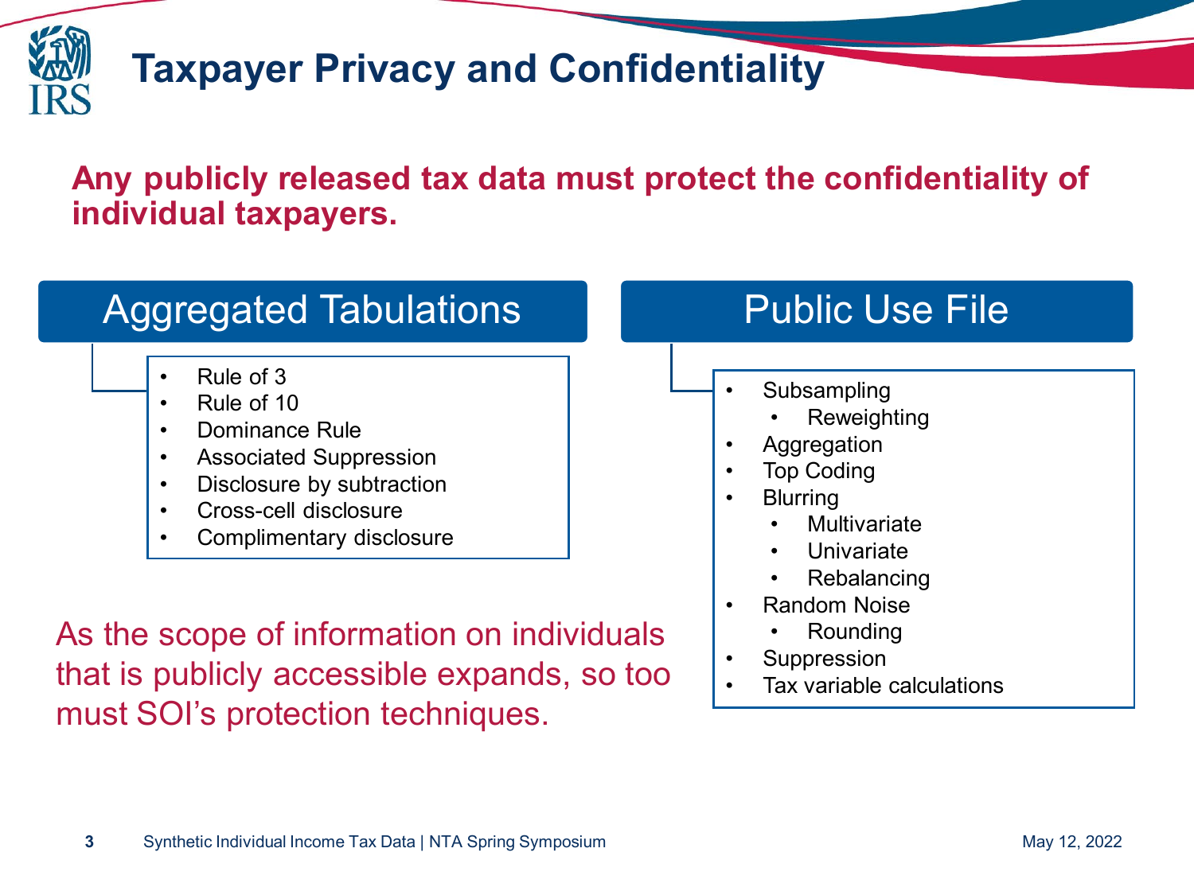# Taxpayer Privacy and Confidentiality

**Any publicly released tax data must protect the confidentiality of individual taxpayers.**

## Aggregated Tabulations

- Rule of 3
- Rule of 10
- Dominance Rule
- Associated Suppression
- Disclosure by subtraction
- Cross-cell disclosure
- Complimentary disclosure

## Public Use File

- Subsampling
  - Reweighting
- Aggregation
- Top Coding
- Blurring
  - Multivariate
  - Univariate
  - Rebalancing
- Random Noise
  - Rounding
- Suppression
- Tax variable calculations

As the scope of information on individuals that is publicly accessible expands, so too must SOI's protection techniques.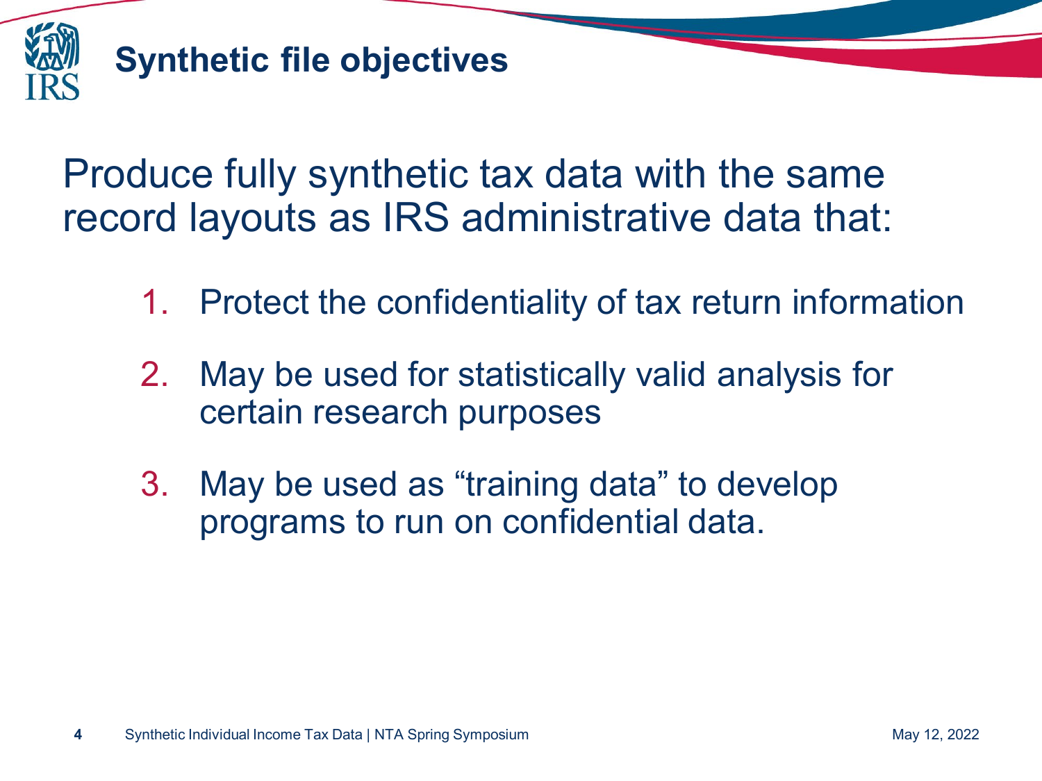# Synthetic file objectives

Produce fully synthetic tax data with the same record layouts as IRS administrative data that:

1. Protect the confidentiality of tax return information
2. May be used for statistically valid analysis for certain research purposes
3. May be used as “training data” to develop programs to run on confidential data.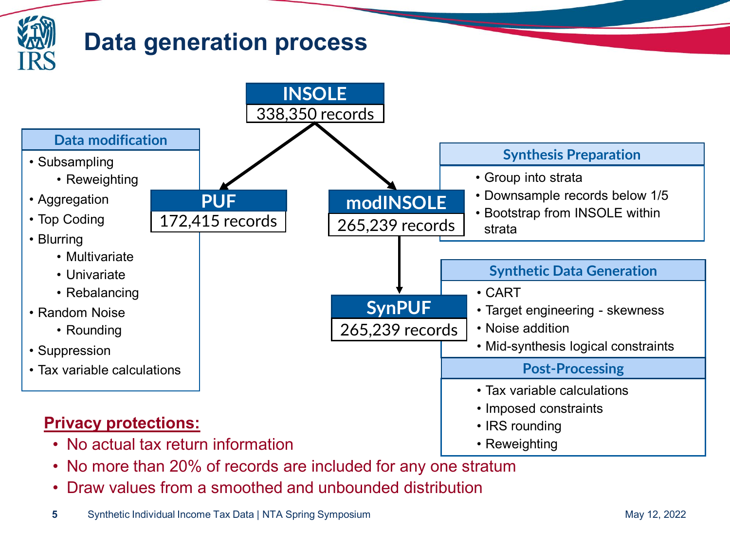# Data generation process

**INSOLE**
338,350 records

**PUF**
172,415 records

**modINSOLE**
265,239 records

**SynPUF**
265,239 records

### Data modification

- Subsampling
  - Reweighting
- Aggregation
- Top Coding
- Blurring
  - Multivariate
  - Univariate
  - Rebalancing
- Random Noise
  - Rounding
- Suppression
- Tax variable calculations

### Synthesis Preparation

- Group into strata
- Downsample records below 1/5
- Bootstrap from INSOLE within strata

### Synthetic Data Generation

- CART
- Target engineering - skewness
- Noise addition
- Mid-synthesis logical constraints

### Post-Processing

- Tax variable calculations
- Imposed constraints
- IRS rounding
- Reweighting

**Privacy protections:**

- No actual tax return information
- No more than 20% of records are included for any one stratum
- Draw values from a smoothed and unbounded distribution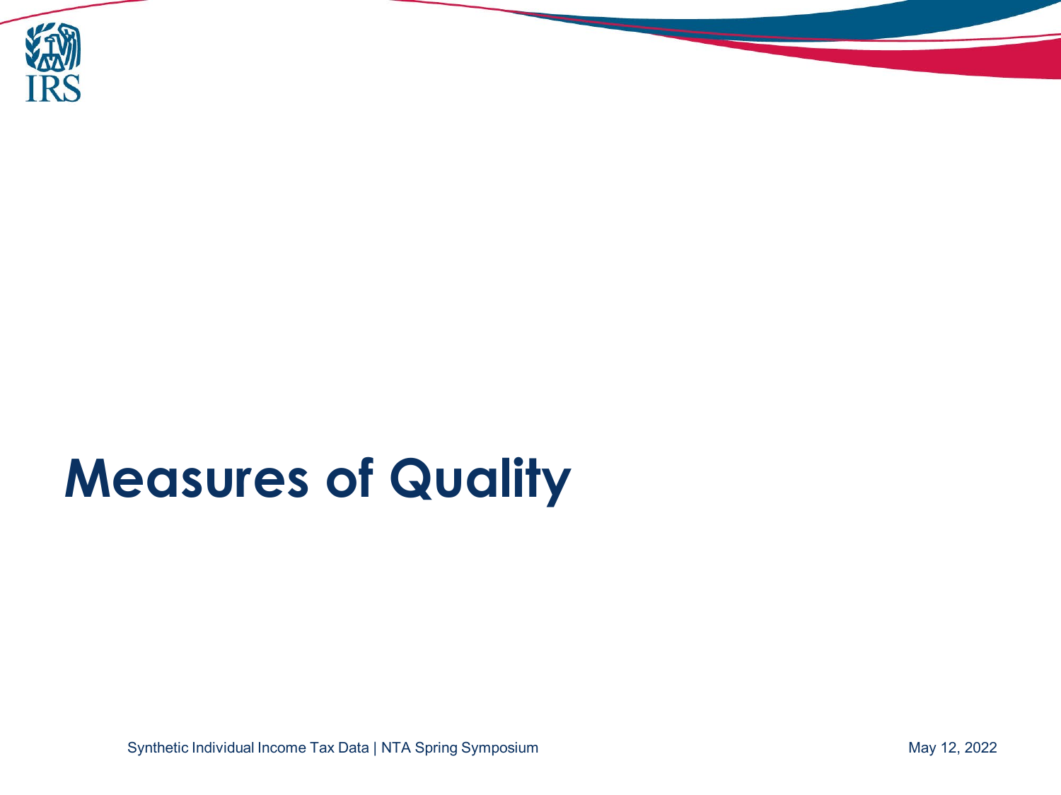# Measures of Quality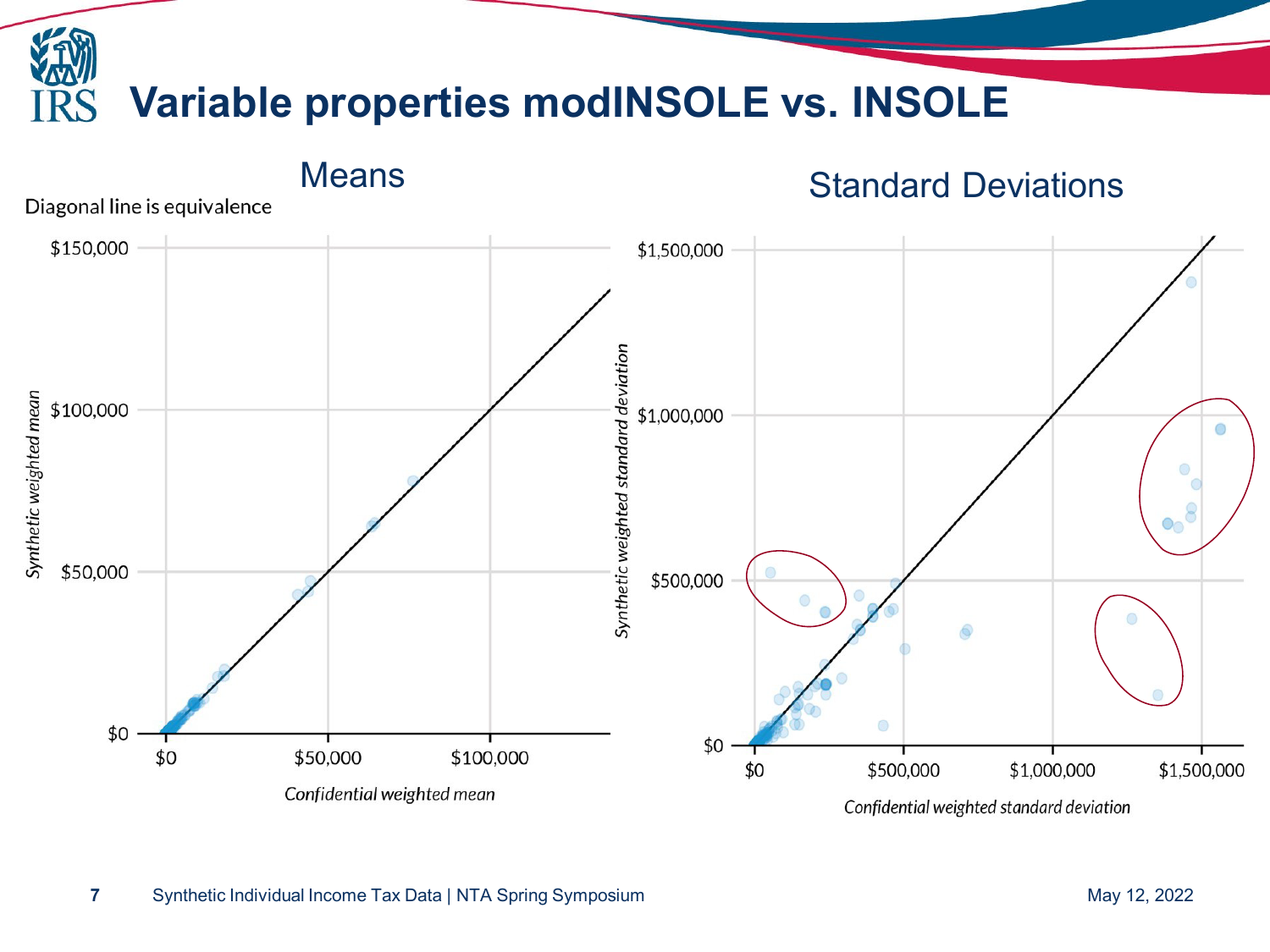# Variable properties modINSOLE vs. INSOLE

## Means

Diagonal line is equivalence

*Synthetic weighted mean* vs. *Confidential weighted mean*

Y-axis: $0, $50,000, $100,000, $150,000

X-axis: $0, $50,000, $100,000

## Standard Deviations

*Synthetic weighted standard deviation* vs. *Confidential weighted standard deviation*

Y-axis: $0, $500,000, $1,000,000, $1,500,000

X-axis: $0, $500,000, $1,000,000, $1,500,000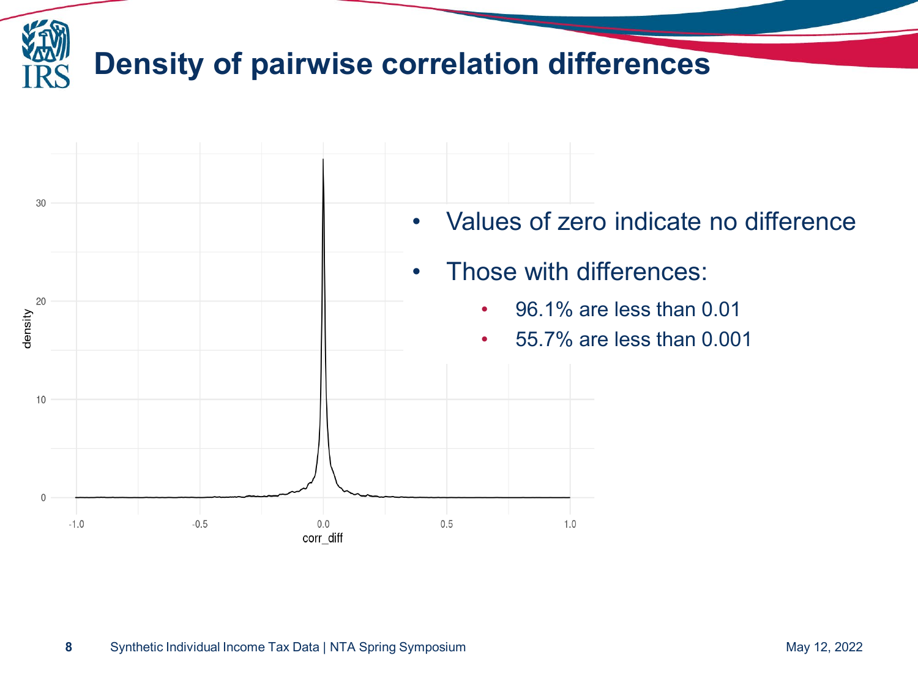# Density of pairwise correlation differences

- Values of zero indicate no difference
- Those with differences:
  - 96.1% are less than 0.01
  - 55.7% are less than 0.001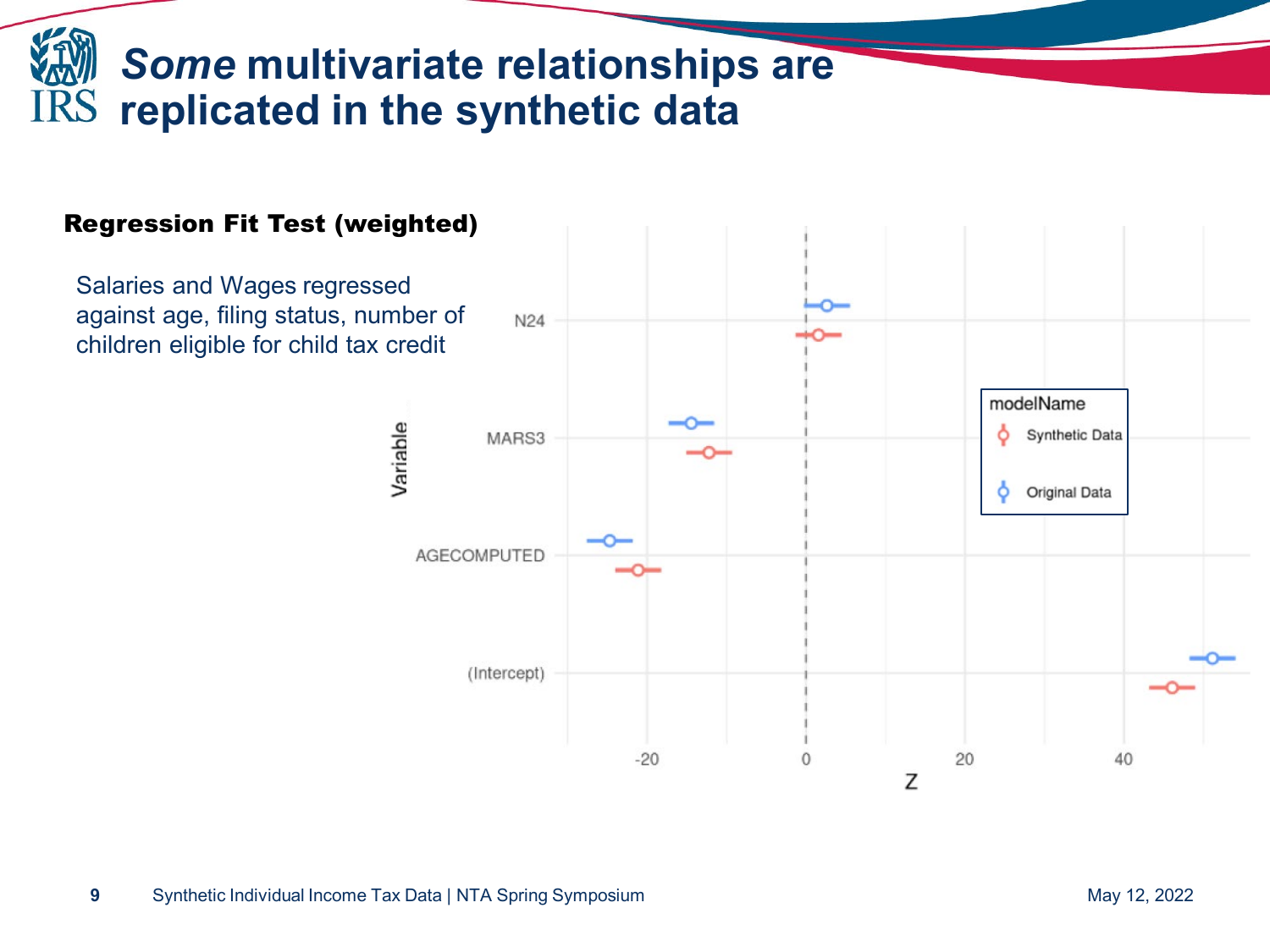# *Some* multivariate relationships are replicated in the synthetic data

**Regression Fit Test (weighted)**

Salaries and Wages regressed against age, filing status, number of children eligible for child tax credit

modelName

- Synthetic Data
- Original Data

Variable: N24, MARS3, AGECOMPUTED, (Intercept)

Z: -20, 0, 20, 40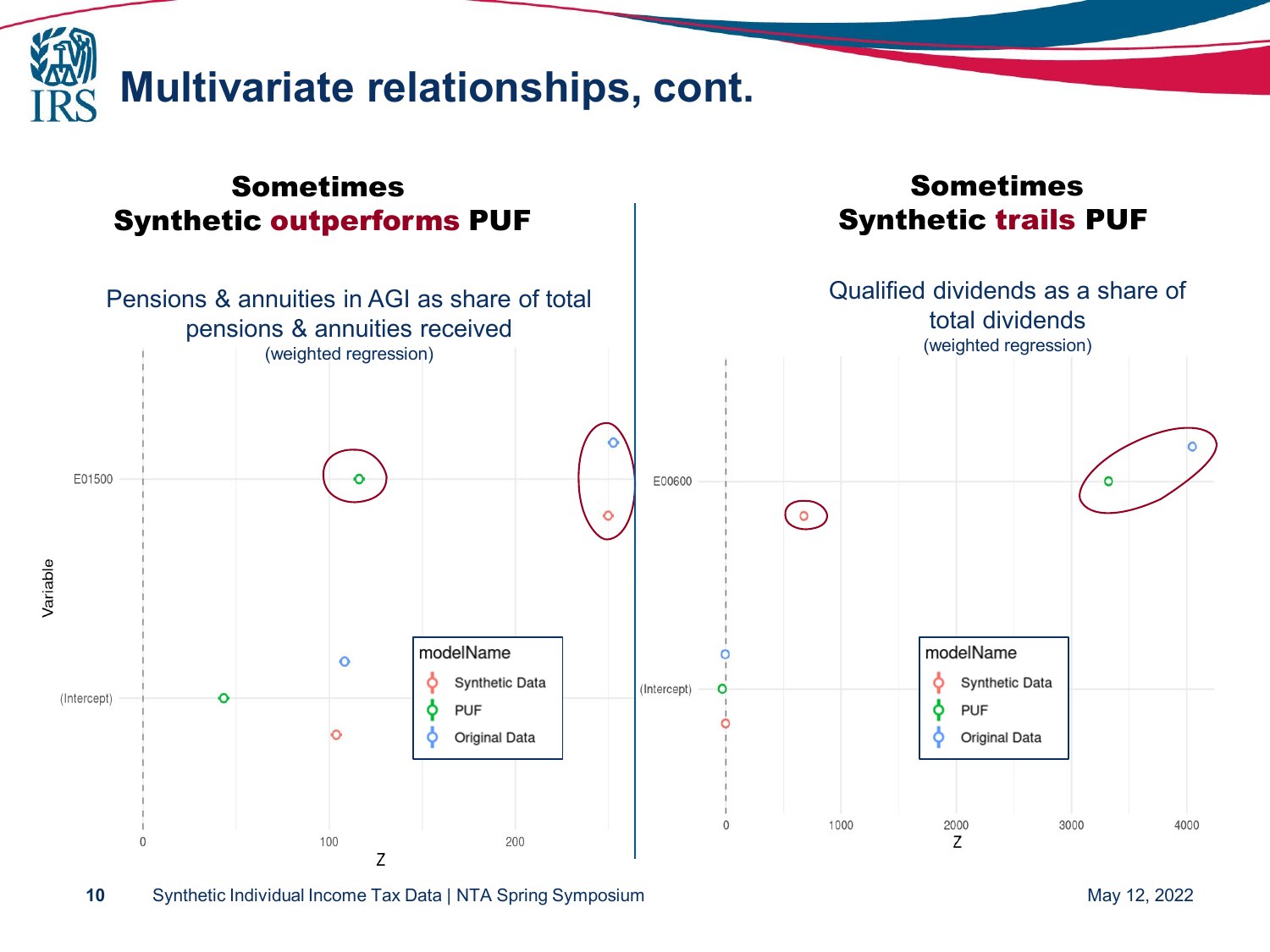# Multivariate relationships, cont.

## Sometimes Synthetic **outperforms** PUF

Pensions & annuities in AGI as share of total pensions & annuities received
(weighted regression)

Variable: E01500, (Intercept)

Z: 0, 100, 200

modelName
- Synthetic Data
- PUF
- Original Data

## Sometimes Synthetic **trails** PUF

Qualified dividends as a share of total dividends
(weighted regression)

Variable: E00600, (Intercept)

Z: 0, 1000, 2000, 3000, 4000

modelName
- Synthetic Data
- PUF
- Original Data

Synthetic Individual Income Tax Data | NTA Spring Symposium

May 12, 2022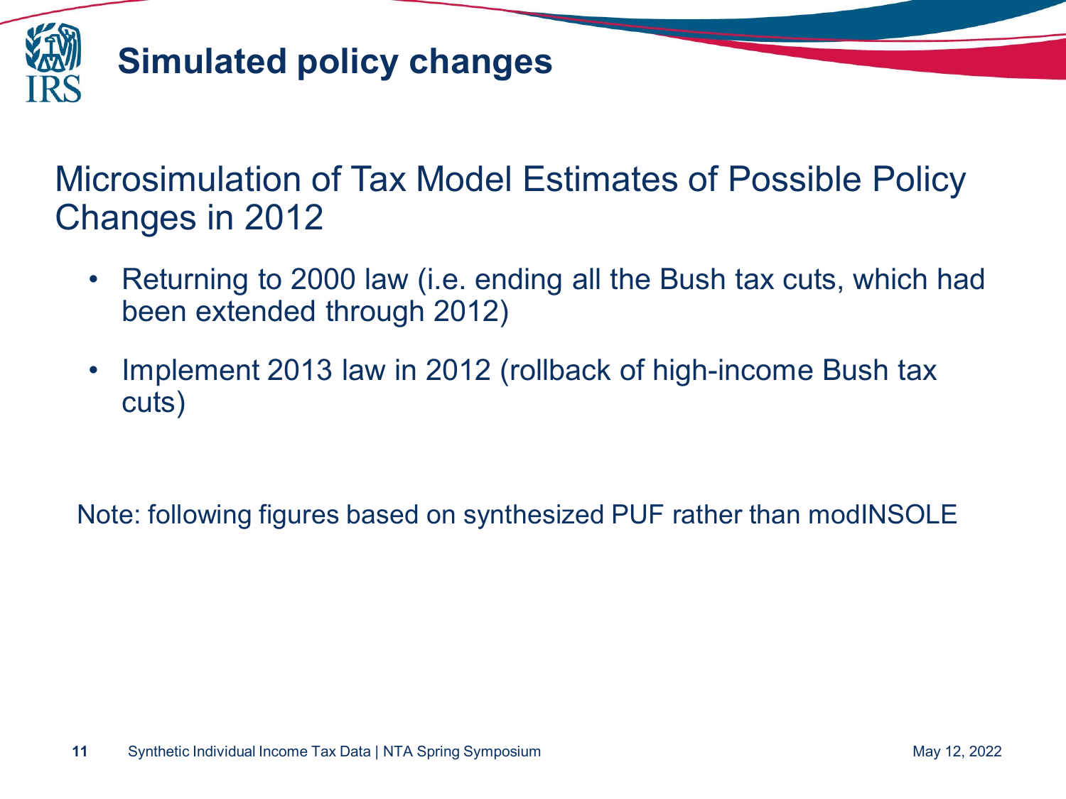# Simulated policy changes

## Microsimulation of Tax Model Estimates of Possible Policy Changes in 2012

- Returning to 2000 law (i.e. ending all the Bush tax cuts, which had been extended through 2012)
- Implement 2013 law in 2012 (rollback of high-income Bush tax cuts)

Note: following figures based on synthesized PUF rather than modINSOLE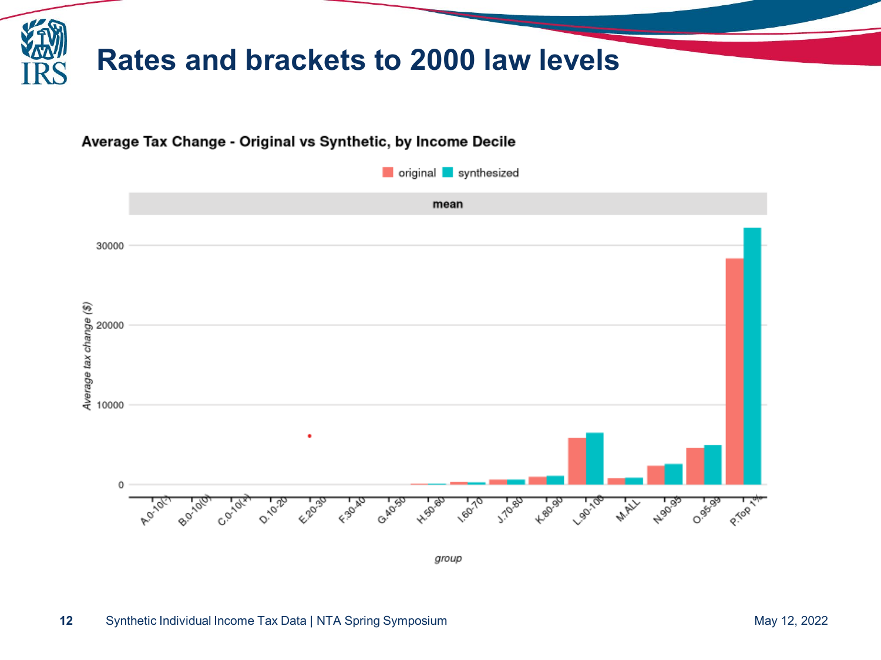# Rates and brackets to 2000 law levels

**Average Tax Change - Original vs Synthetic, by Income Decile**

original | synthesized

mean

Average tax change ($)

30000
20000
10000
0

A.0-10(-) B.0-10(0) C.0-10(+) D.10-20 E.20-30 F.30-40 G.40-50 H.50-60 I.60-70 J.70-80 K.80-90 L.90-100 M.ALL N.90-95 O.95-99 P.Top 1%

group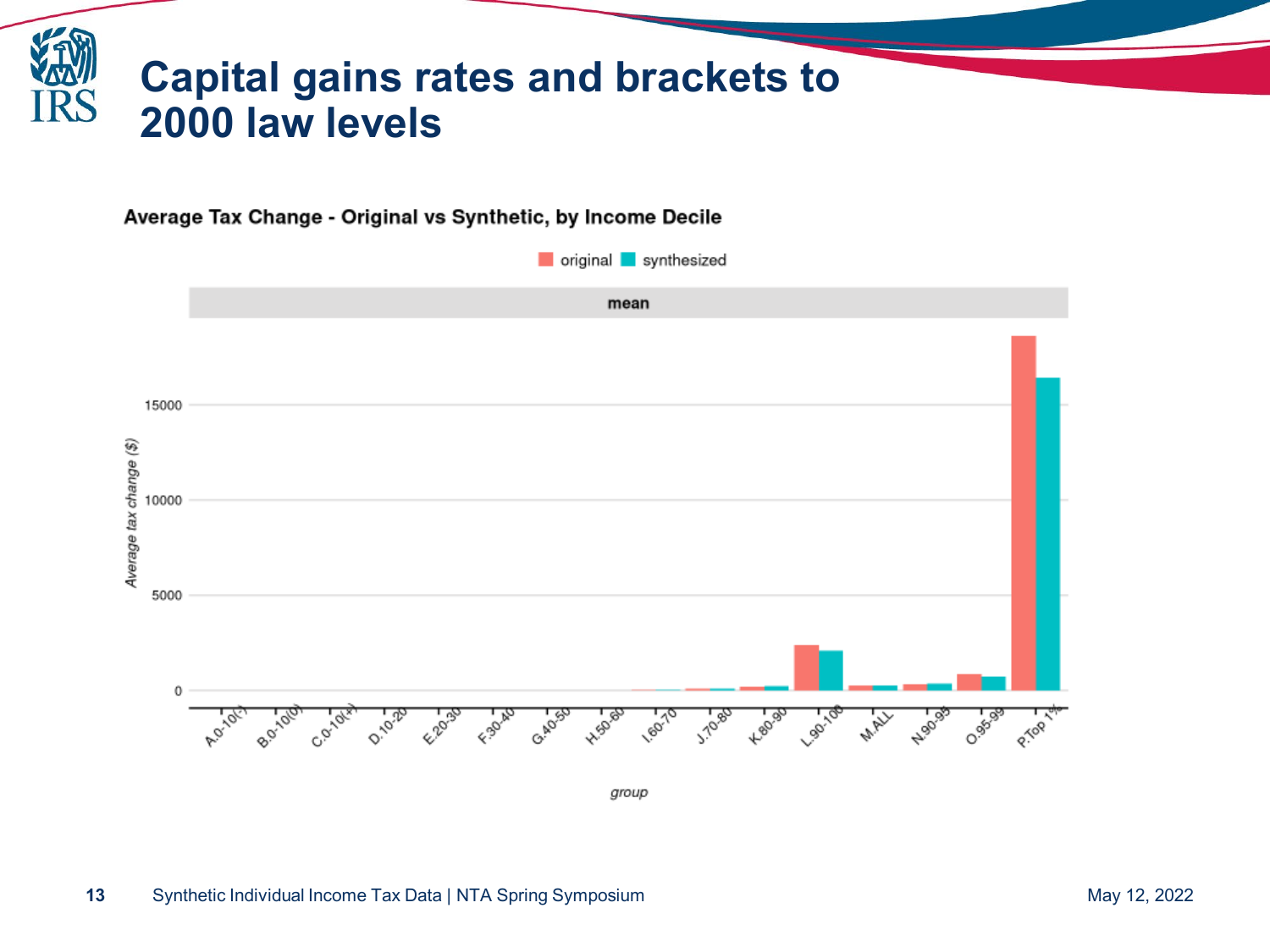# Capital gains rates and brackets to 2000 law levels

**Average Tax Change - Original vs Synthetic, by Income Decile**

original | synthesized

mean

Average tax change ($)

0
5000
10000
15000

A.0-10(-) B.0-10(0) C.0-10(+) D.10-20 E.20-30 F.30-40 G.40-50 H.50-60 I.60-70 J.70-80 K.80-90 L.90-100 M.ALL N.90-95 O.95-99 P.Top 1%

group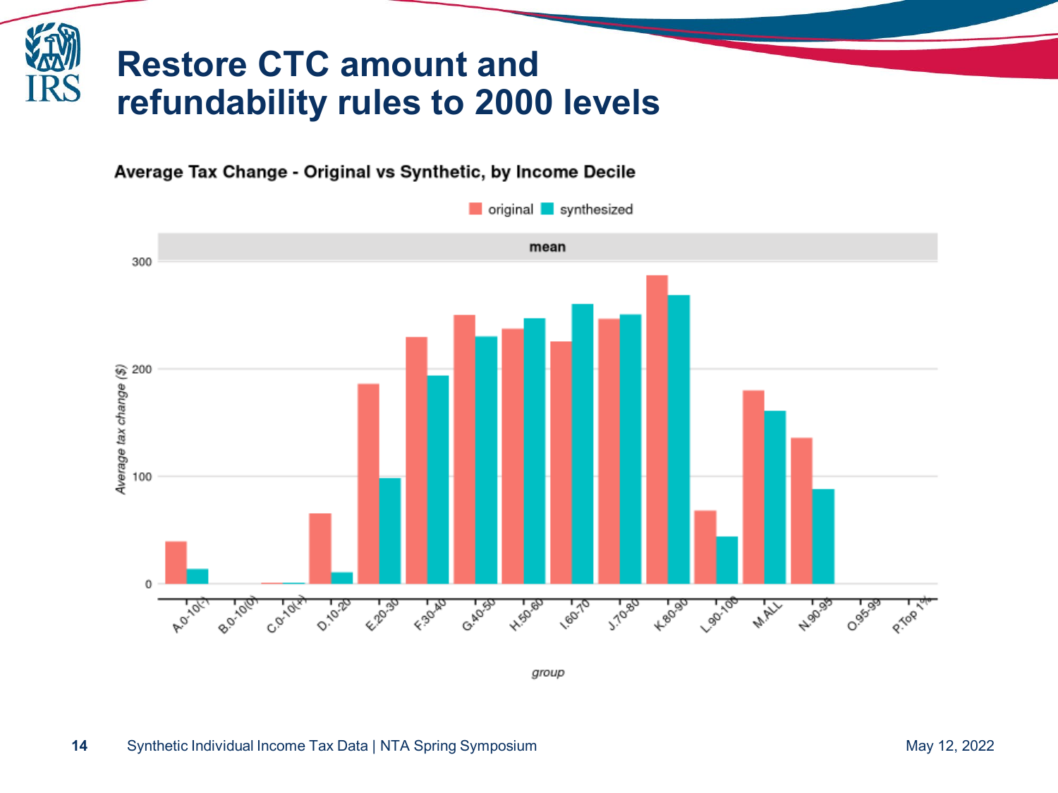# Restore CTC amount and refundability rules to 2000 levels

**Average Tax Change - Original vs Synthetic, by Income Decile**

original | synthesized

mean

Average tax change ($)

group: A.0-10(-), B.0-10(0), C.0-10(+), D.10-20, E.20-30, F.30-40, G.40-50, H.50-60, I.60-70, J.70-80, K.80-90, L.90-100, M.ALL, N.90-95, O.95-99, P.Top 1%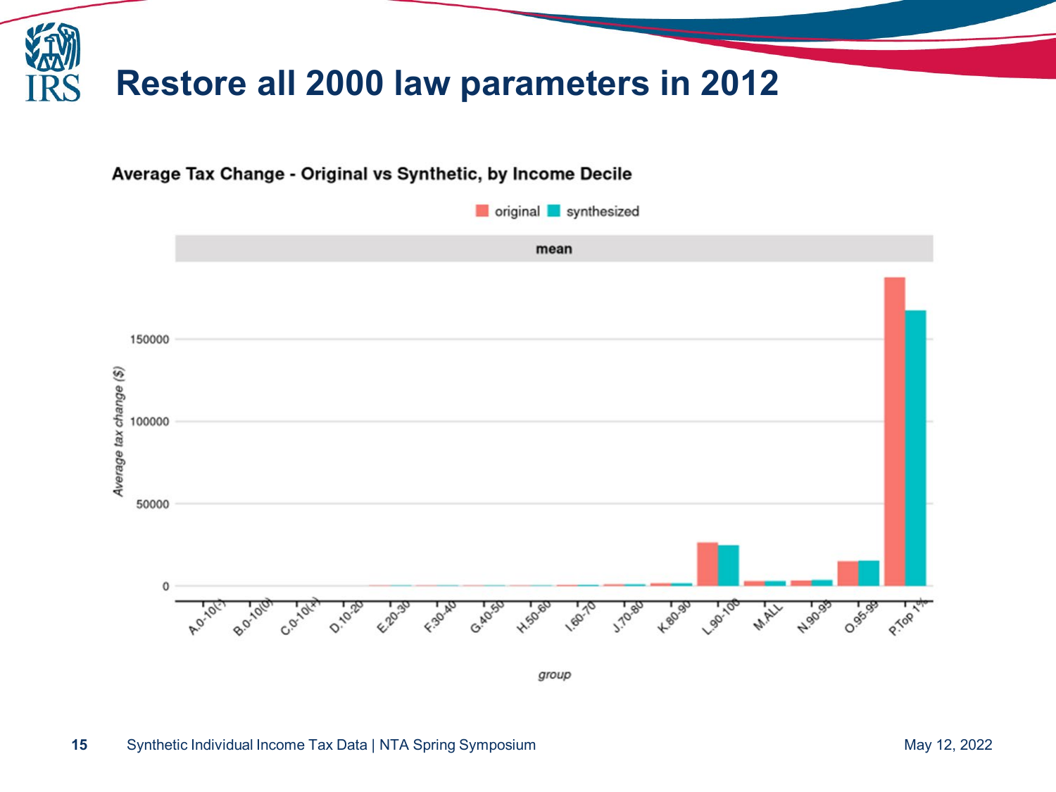# Restore all 2000 law parameters in 2012

**Average Tax Change - Original vs Synthetic, by Income Decile**

original | synthesized

mean

Average tax change ($)

150000
100000
50000
0

A.0-10(-) | B.0-10(0) | C.0-10(+) | D.10-20 | E.20-30 | F.30-40 | G.40-50 | H.50-60 | I.60-70 | J.70-80 | K.80-90 | L.90-100 | M.ALL | N.90-95 | O.95-99 | P.Top 1%

group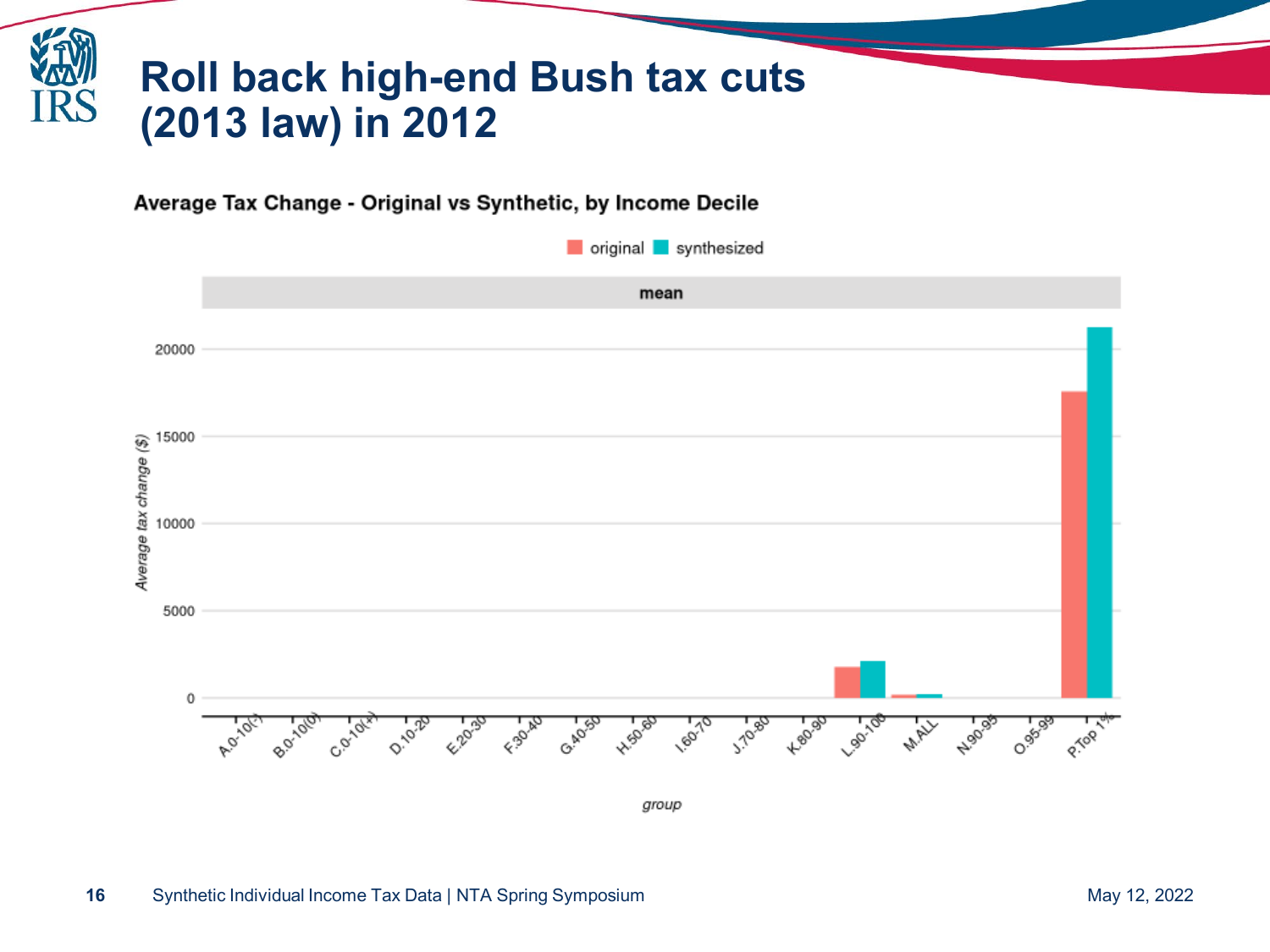# Roll back high-end Bush tax cuts (2013 law) in 2012

**Average Tax Change - Original vs Synthetic, by Income Decile**

original | synthesized

mean

Average tax change ($)

20000
15000
10000
5000
0

A.0-10(-) B.0-10(0) C.0-10(+) D.10-20 E.20-30 F.30-40 G.40-50 H.50-60 I.60-70 J.70-80 K.80-90 L.90-100 M.ALL N.90-95 O.95-99 P.Top 1%

group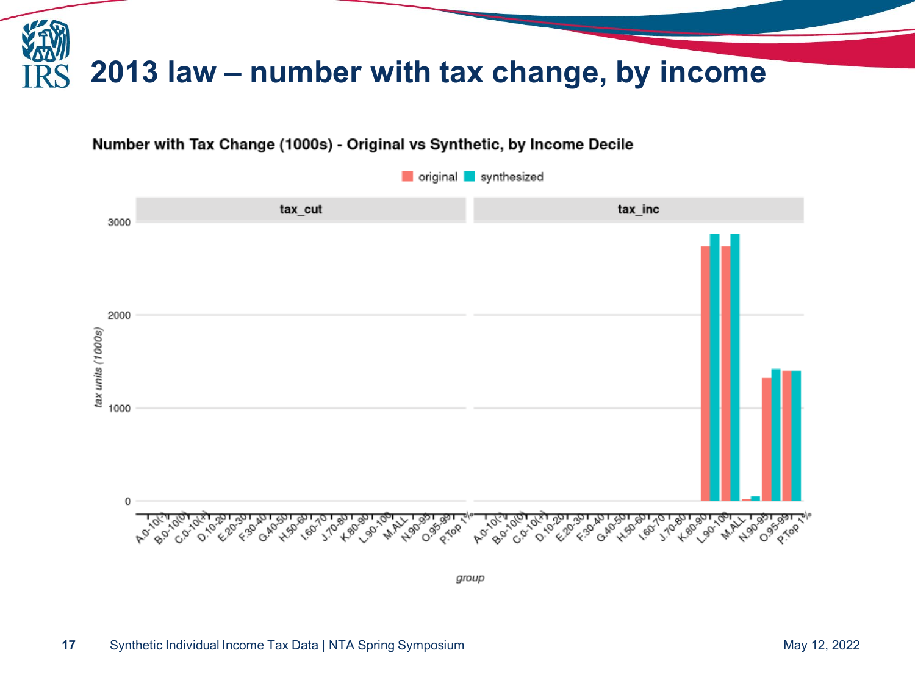# 2013 law – number with tax change, by income

**Number with Tax Change (1000s) - Original vs Synthetic, by Income Decile**

Legend: original, synthesized

Panels: tax_cut | tax_inc

Y-axis: tax units (1000s) — 0, 1000, 2000, 3000

X-axis: group — A.0-10(-), B.0-10(0), C.0-10(+), D.10-20, E.20-30, F.30-40, G.40-50, H.50-60, I.60-70, J.70-80, K.80-90, L.90-100, M.ALL, N.90-95, O.95-99, P.Top 1%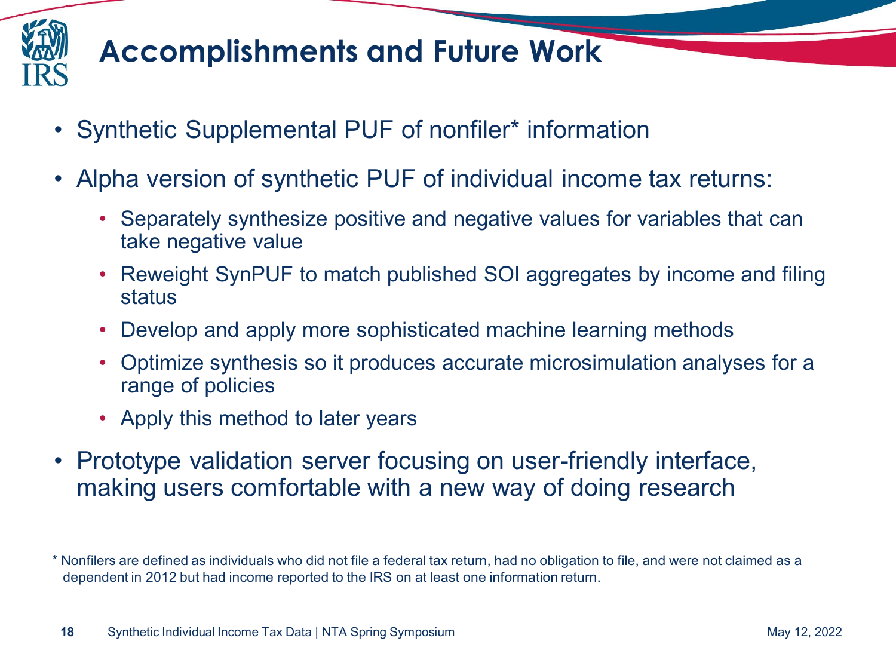# Accomplishments and Future Work

- Synthetic Supplemental PUF of nonfiler* information
- Alpha version of synthetic PUF of individual income tax returns:
  - Separately synthesize positive and negative values for variables that can take negative value
  - Reweight SynPUF to match published SOI aggregates by income and filing status
  - Develop and apply more sophisticated machine learning methods
  - Optimize synthesis so it produces accurate microsimulation analyses for a range of policies
  - Apply this method to later years
- Prototype validation server focusing on user-friendly interface, making users comfortable with a new way of doing research

* Nonfilers are defined as individuals who did not file a federal tax return, had no obligation to file, and were not claimed as a dependent in 2012 but had income reported to the IRS on at least one information return.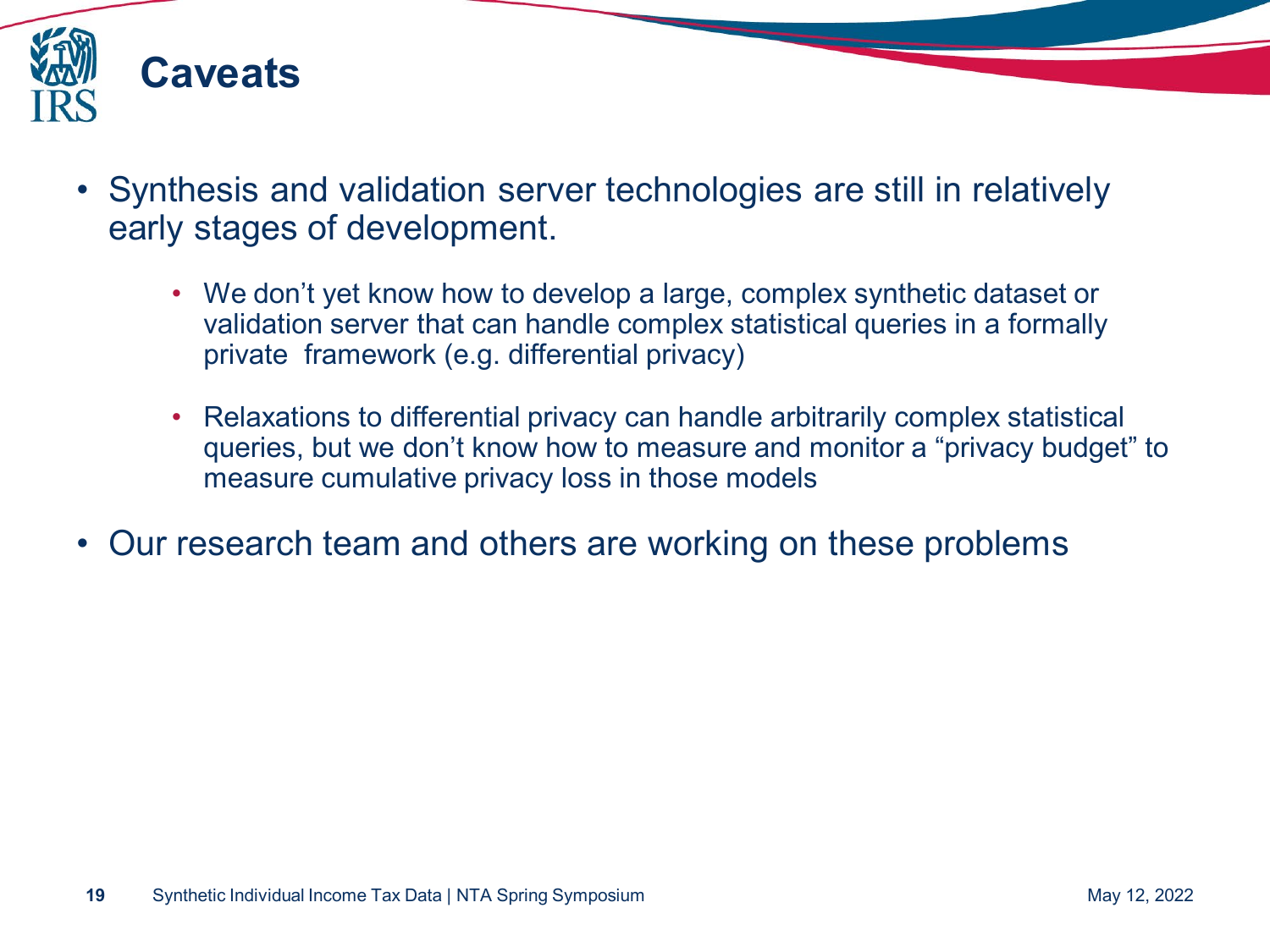# Caveats

- Synthesis and validation server technologies are still in relatively early stages of development.
  - We don't yet know how to develop a large, complex synthetic dataset or validation server that can handle complex statistical queries in a formally private framework (e.g. differential privacy)
  - Relaxations to differential privacy can handle arbitrarily complex statistical queries, but we don't know how to measure and monitor a "privacy budget" to measure cumulative privacy loss in those models
- Our research team and others are working on these problems